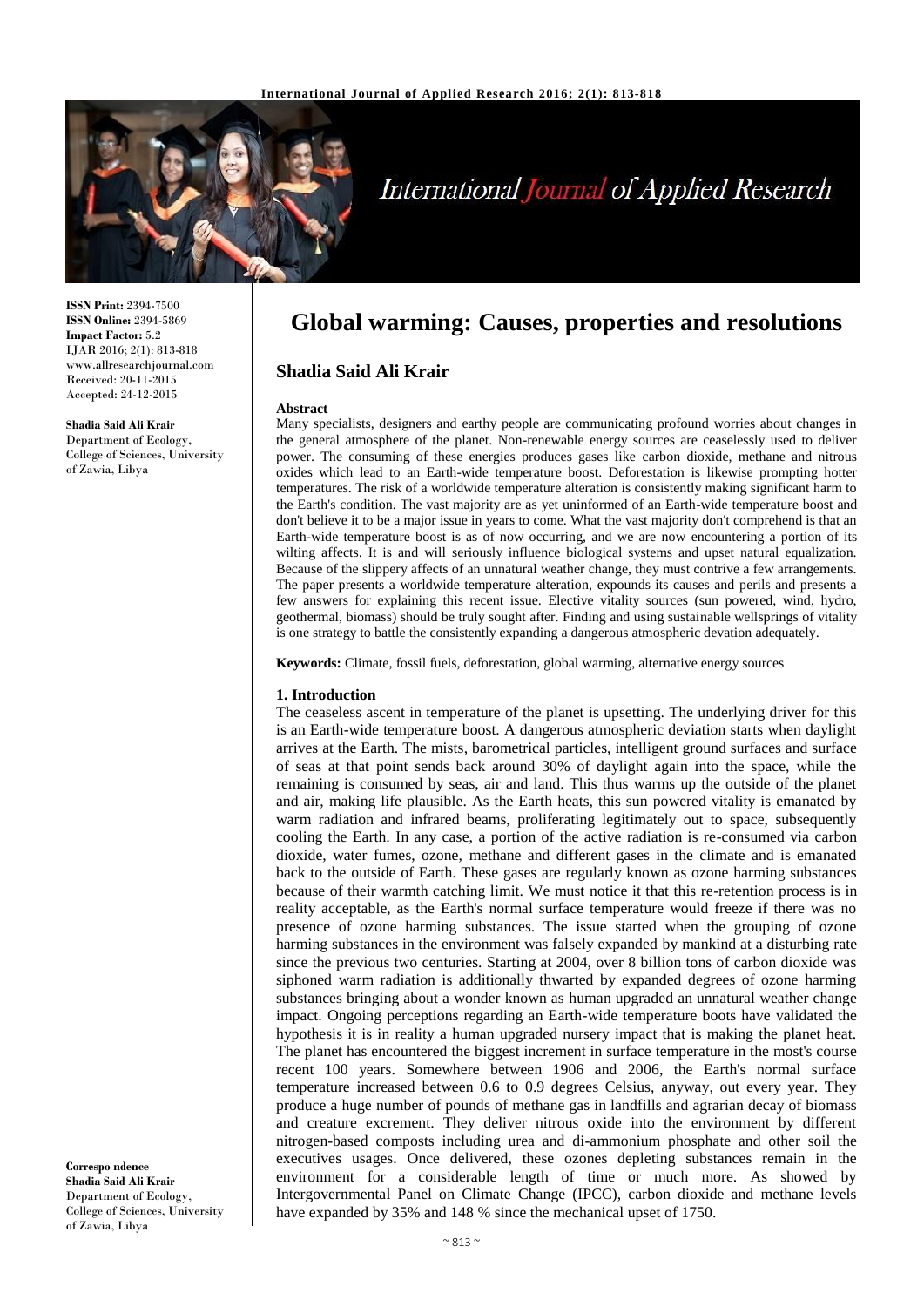# Global warming: Causes, properties and resolutions

## Shadia Said Ali Krair

**ISSN Print:** 2394-7500
**ISSN Online:** 2394-5869
**Impact Factor:** 5.2
IJAR 2016; 2(1): 813-818
www.allresearchjournal.com
Received: 20-11-2015
Accepted: 24-12-2015

**Shadia Said Ali Krair**
Department of Ecology, College of Sciences, University of Zawia, Libya

**Correspondence**
**Shadia Said Ali Krair**
Department of Ecology, College of Sciences, University of Zawia, Libya

### Abstract

Many specialists, designers and earthy people are communicating profound worries about changes in the general atmosphere of the planet. Non-renewable energy sources are ceaselessly used to deliver power. The consuming of these energies produces gases like carbon dioxide, methane and nitrous oxides which lead to an Earth-wide temperature boost. Deforestation is likewise prompting hotter temperatures. The risk of a worldwide temperature alteration is consistently making significant harm to the Earth's condition. The vast majority are as yet uninformed of an Earth-wide temperature boost and don't believe it to be a major issue in years to come. What the vast majority don't comprehend is that an Earth-wide temperature boost is as of now occurring, and we are now encountering a portion of its wilting affects. It is and will seriously influence biological systems and upset natural equalization. Because of the slippery affects of an unnatural weather change, they must contrive a few arrangements. The paper presents a worldwide temperature alteration, expounds its causes and perils and presents a few answers for explaining this recent issue. Elective vitality sources (sun powered, wind, hydro, geothermal, biomass) should be truly sought after. Finding and using sustainable wellsprings of vitality is one strategy to battle the consistently expanding a dangerous atmospheric devation adequately.

**Keywords:** Climate, fossil fuels, deforestation, global warming, alternative energy sources

### 1. Introduction

The ceaseless ascent in temperature of the planet is upsetting. The underlying driver for this is an Earth-wide temperature boost. A dangerous atmospheric deviation starts when daylight arrives at the Earth. The mists, barometrical particles, intelligent ground surfaces and surface of seas at that point sends back around 30% of daylight again into the space, while the remaining is consumed by seas, air and land. This thus warms up the outside of the planet and air, making life plausible. As the Earth heats, this sun powered vitality is emanated by warm radiation and infrared beams, proliferating legitimately out to space, subsequently cooling the Earth. In any case, a portion of the active radiation is re-consumed via carbon dioxide, water fumes, ozone, methane and different gases in the climate and is emanated back to the outside of Earth. These gases are regularly known as ozone harming substances because of their warmth catching limit. We must notice it that this re-retention process is in reality acceptable, as the Earth's normal surface temperature would freeze if there was no presence of ozone harming substances. The issue started when the grouping of ozone harming substances in the environment was falsely expanded by mankind at a disturbing rate since the previous two centuries. Starting at 2004, over 8 billion tons of carbon dioxide was siphoned warm radiation is additionally thwarted by expanded degrees of ozone harming substances bringing about a wonder known as human upgraded an unnatural weather change impact. Ongoing perceptions regarding an Earth-wide temperature boots have validated the hypothesis it is in reality a human upgraded nursery impact that is making the planet heat. The planet has encountered the biggest increment in surface temperature in the most's course recent 100 years. Somewhere between 1906 and 2006, the Earth's normal surface temperature increased between 0.6 to 0.9 degrees Celsius, anyway, out every year. They produce a huge number of pounds of methane gas in landfills and agrarian decay of biomass and creature excrement. They deliver nitrous oxide into the environment by different nitrogen-based composts including urea and di-ammonium phosphate and other soil the executives usages. Once delivered, these ozones depleting substances remain in the environment for a considerable length of time or much more. As showed by Intergovernmental Panel on Climate Change (IPCC), carbon dioxide and methane levels have expanded by 35% and 148 % since the mechanical upset of 1750.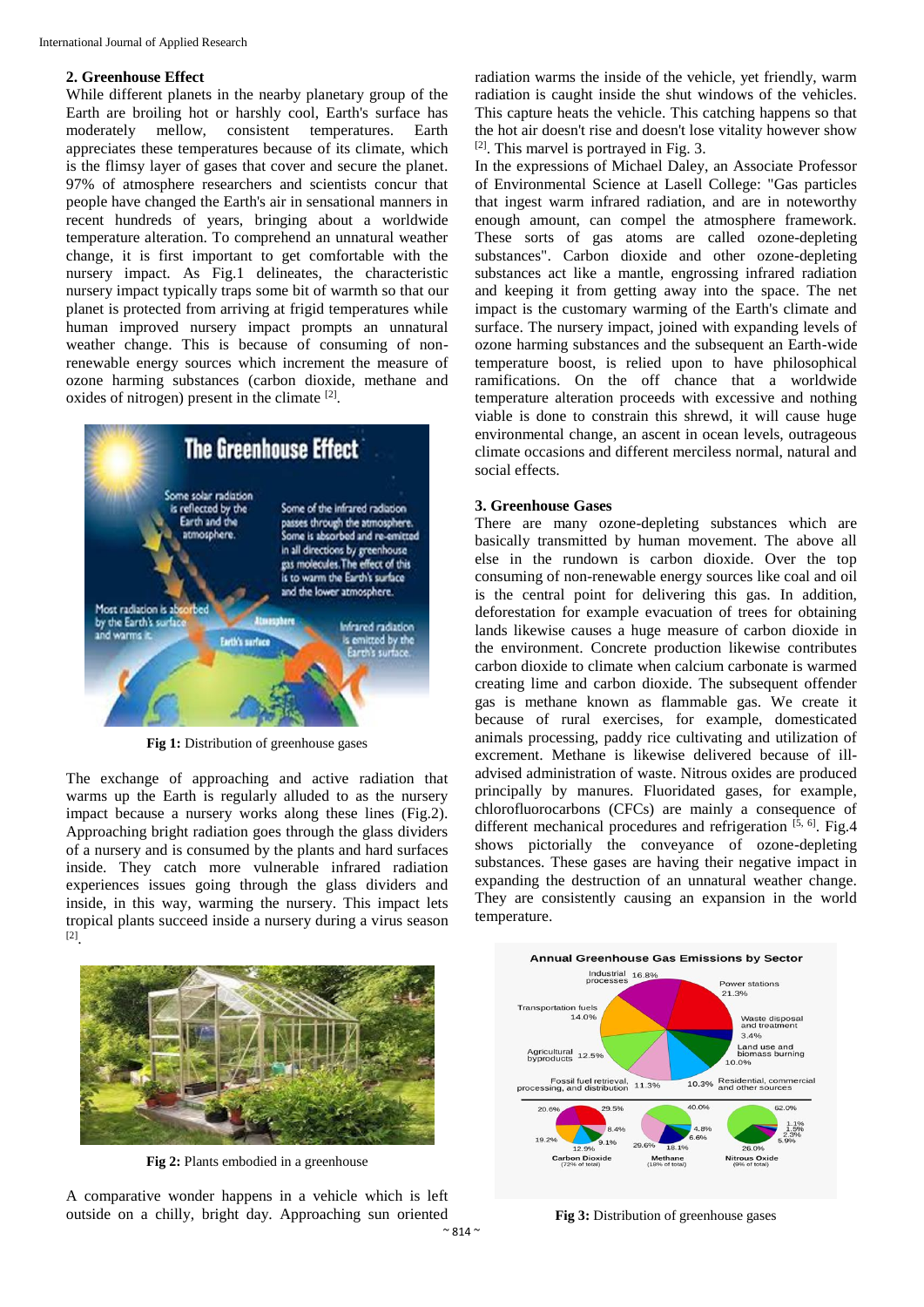## 2. Greenhouse Effect

While different planets in the nearby planetary group of the Earth are broiling hot or harshly cool, Earth's surface has moderately mellow, consistent temperatures. Earth appreciates these temperatures because of its climate, which is the flimsy layer of gases that cover and secure the planet. 97% of atmosphere researchers and scientists concur that people have changed the Earth's air in sensational manners in recent hundreds of years, bringing about a worldwide temperature alteration. To comprehend an unnatural weather change, it is first important to get comfortable with the nursery impact. As Fig.1 delineates, the characteristic nursery impact typically traps some bit of warmth so that our planet is protected from arriving at frigid temperatures while human improved nursery impact prompts an unnatural weather change. This is because of consuming of non-renewable energy sources which increment the measure of ozone harming substances (carbon dioxide, methane and oxides of nitrogen) present in the climate [2].

**Fig 1:** Distribution of greenhouse gases

The exchange of approaching and active radiation that warms up the Earth is regularly alluded to as the nursery impact because a nursery works along these lines (Fig.2). Approaching bright radiation goes through the glass dividers of a nursery and is consumed by the plants and hard surfaces inside. They catch more vulnerable infrared radiation experiences issues going through the glass dividers and inside, in this way, warming the nursery. This impact lets tropical plants succeed inside a nursery during a virus season [2].

**Fig 2:** Plants embodied in a greenhouse

A comparative wonder happens in a vehicle which is left outside on a chilly, bright day. Approaching sun oriented radiation warms the inside of the vehicle, yet friendly, warm radiation is caught inside the shut windows of the vehicles. This capture heats the vehicle. This catching happens so that the hot air doesn't rise and doesn't lose vitality however show [2]. This marvel is portrayed in Fig. 3.

In the expressions of Michael Daley, an Associate Professor of Environmental Science at Lasell College: "Gas particles that ingest warm infrared radiation, and are in noteworthy enough amount, can compel the atmosphere framework. These sorts of gas atoms are called ozone-depleting substances". Carbon dioxide and other ozone-depleting substances act like a mantle, engrossing infrared radiation and keeping it from getting away into the space. The net impact is the customary warming of the Earth's climate and surface. The nursery impact, joined with expanding levels of ozone harming substances and the subsequent an Earth-wide temperature boost, is relied upon to have philosophical ramifications. On the off chance that a worldwide temperature alteration proceeds with excessive and nothing viable is done to constrain this shrewd, it will cause huge environmental change, an ascent in ocean levels, outrageous climate occasions and different merciless normal, natural and social effects.

## 3. Greenhouse Gases

There are many ozone-depleting substances which are basically transmitted by human movement. The above all else in the rundown is carbon dioxide. Over the top consuming of non-renewable energy sources like coal and oil is the central point for delivering this gas. In addition, deforestation for example evacuation of trees for obtaining lands likewise causes a huge measure of carbon dioxide in the environment. Concrete production likewise contributes carbon dioxide to climate when calcium carbonate is warmed creating lime and carbon dioxide. The subsequent offender gas is methane known as flammable gas. We create it because of rural exercises, for example, domesticated animals processing, paddy rice cultivating and utilization of excrement. Methane is likewise delivered because of ill-advised administration of waste. Nitrous oxides are produced principally by manures. Fluoridated gases, for example, chlorofluorocarbons (CFCs) are mainly a consequence of different mechanical procedures and refrigeration [5, 6]. Fig.4 shows pictorially the conveyance of ozone-depleting substances. These gases are having their negative impact in expanding the destruction of an unnatural weather change. They are consistently causing an expansion in the world temperature.

**Fig 3:** Distribution of greenhouse gases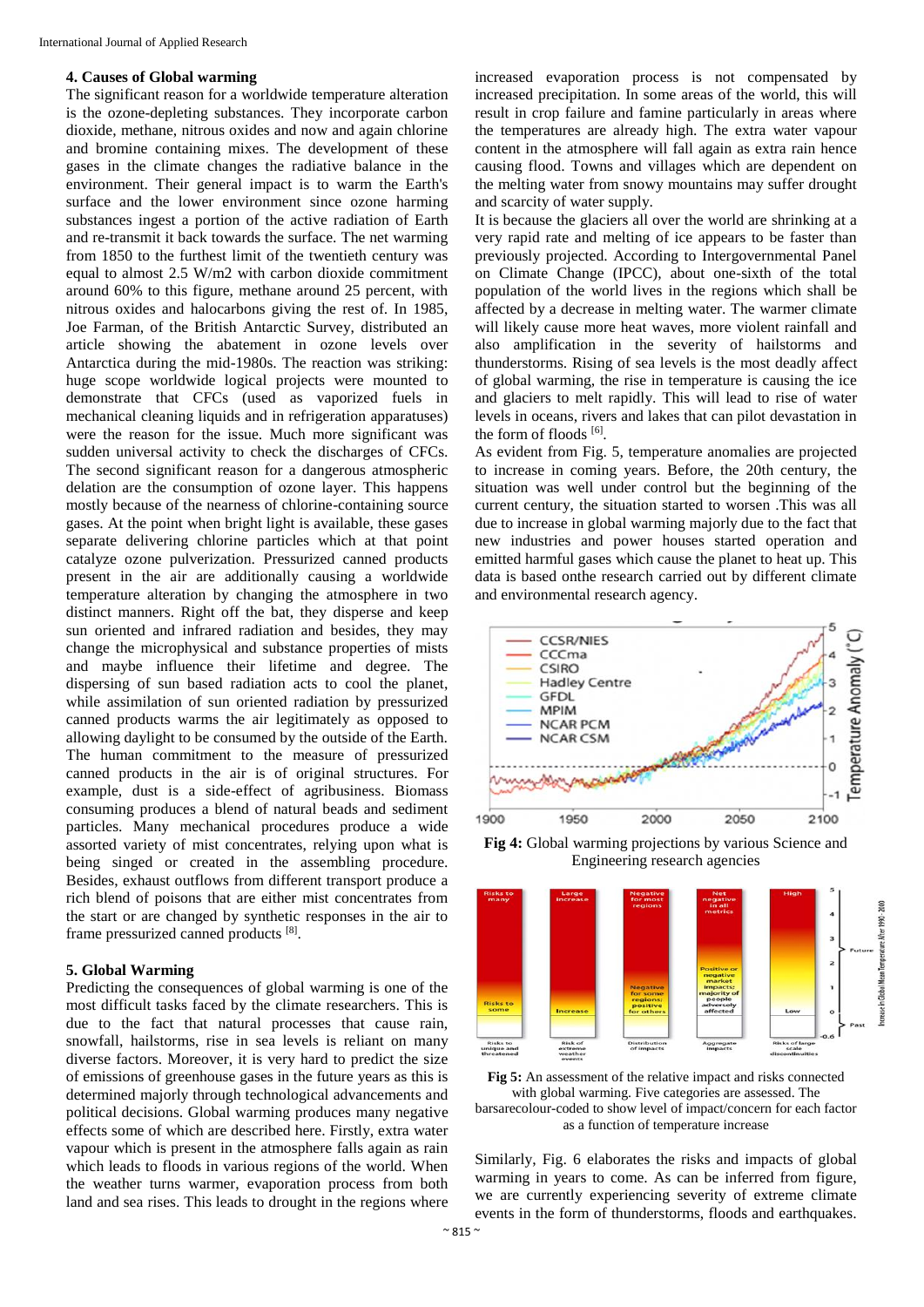### 4. Causes of Global warming

The significant reason for a worldwide temperature alteration is the ozone-depleting substances. They incorporate carbon dioxide, methane, nitrous oxides and now and again chlorine and bromine containing mixes. The development of these gases in the climate changes the radiative balance in the environment. Their general impact is to warm the Earth's surface and the lower environment since ozone harming substances ingest a portion of the active radiation of Earth and re-transmit it back towards the surface. The net warming from 1850 to the furthest limit of the twentieth century was equal to almost 2.5 W/m2 with carbon dioxide commitment around 60% to this figure, methane around 25 percent, with nitrous oxides and halocarbons giving the rest of. In 1985, Joe Farman, of the British Antarctic Survey, distributed an article showing the abatement in ozone levels over Antarctica during the mid-1980s. The reaction was striking: huge scope worldwide logical projects were mounted to demonstrate that CFCs (used as vaporized fuels in mechanical cleaning liquids and in refrigeration apparatuses) were the reason for the issue. Much more significant was sudden universal activity to check the discharges of CFCs. The second significant reason for a dangerous atmospheric delation are the consumption of ozone layer. This happens mostly because of the nearness of chlorine-containing source gases. At the point when bright light is available, these gases separate delivering chlorine particles which at that point catalyze ozone pulverization. Pressurized canned products present in the air are additionally causing a worldwide temperature alteration by changing the atmosphere in two distinct manners. Right off the bat, they disperse and keep sun oriented and infrared radiation and besides, they may change the microphysical and substance properties of mists and maybe influence their lifetime and degree. The dispersing of sun based radiation acts to cool the planet, while assimilation of sun oriented radiation by pressurized canned products warms the air legitimately as opposed to allowing daylight to be consumed by the outside of the Earth. The human commitment to the measure of pressurized canned products in the air is of original structures. For example, dust is a side-effect of agribusiness. Biomass consuming produces a blend of natural beads and sediment particles. Many mechanical procedures produce a wide assorted variety of mist concentrates, relying upon what is being singed or created in the assembling procedure. Besides, exhaust outflows from different transport produce a rich blend of poisons that are either mist concentrates from the start or are changed by synthetic responses in the air to frame pressurized canned products [8].

### 5. Global Warming

Predicting the consequences of global warming is one of the most difficult tasks faced by the climate researchers. This is due to the fact that natural processes that cause rain, snowfall, hailstorms, rise in sea levels is reliant on many diverse factors. Moreover, it is very hard to predict the size of emissions of greenhouse gases in the future years as this is determined majorly through technological advancements and political decisions. Global warming produces many negative effects some of which are described here. Firstly, extra water vapour which is present in the atmosphere falls again as rain which leads to floods in various regions of the world. When the weather turns warmer, evaporation process from both land and sea rises. This leads to drought in the regions where increased evaporation process is not compensated by increased precipitation. In some areas of the world, this will result in crop failure and famine particularly in areas where the temperatures are already high. The extra water vapour content in the atmosphere will fall again as extra rain hence causing flood. Towns and villages which are dependent on the melting water from snowy mountains may suffer drought and scarcity of water supply.

It is because the glaciers all over the world are shrinking at a very rapid rate and melting of ice appears to be faster than previously projected. According to Intergovernmental Panel on Climate Change (IPCC), about one-sixth of the total population of the world lives in the regions which shall be affected by a decrease in melting water. The warmer climate will likely cause more heat waves, more violent rainfall and also amplification in the severity of hailstorms and thunderstorms. Rising of sea levels is the most deadly affect of global warming, the rise in temperature is causing the ice and glaciers to melt rapidly. This will lead to rise of water levels in oceans, rivers and lakes that can pilot devastation in the form of floods [6].

As evident from Fig. 5, temperature anomalies are projected to increase in coming years. Before, the 20th century, the situation was well under control but the beginning of the current century, the situation started to worsen .This was all due to increase in global warming majorly due to the fact that new industries and power houses started operation and emitted harmful gases which cause the planet to heat up. This data is based onthe research carried out by different climate and environmental research agency.

**Fig 4:** Global warming projections by various Science and Engineering research agencies

**Fig 5:** An assessment of the relative impact and risks connected with global warming. Five categories are assessed. The barsarecolour-coded to show level of impact/concern for each factor as a function of temperature increase

Similarly, Fig. 6 elaborates the risks and impacts of global warming in years to come. As can be inferred from figure, we are currently experiencing severity of extreme climate events in the form of thunderstorms, floods and earthquakes.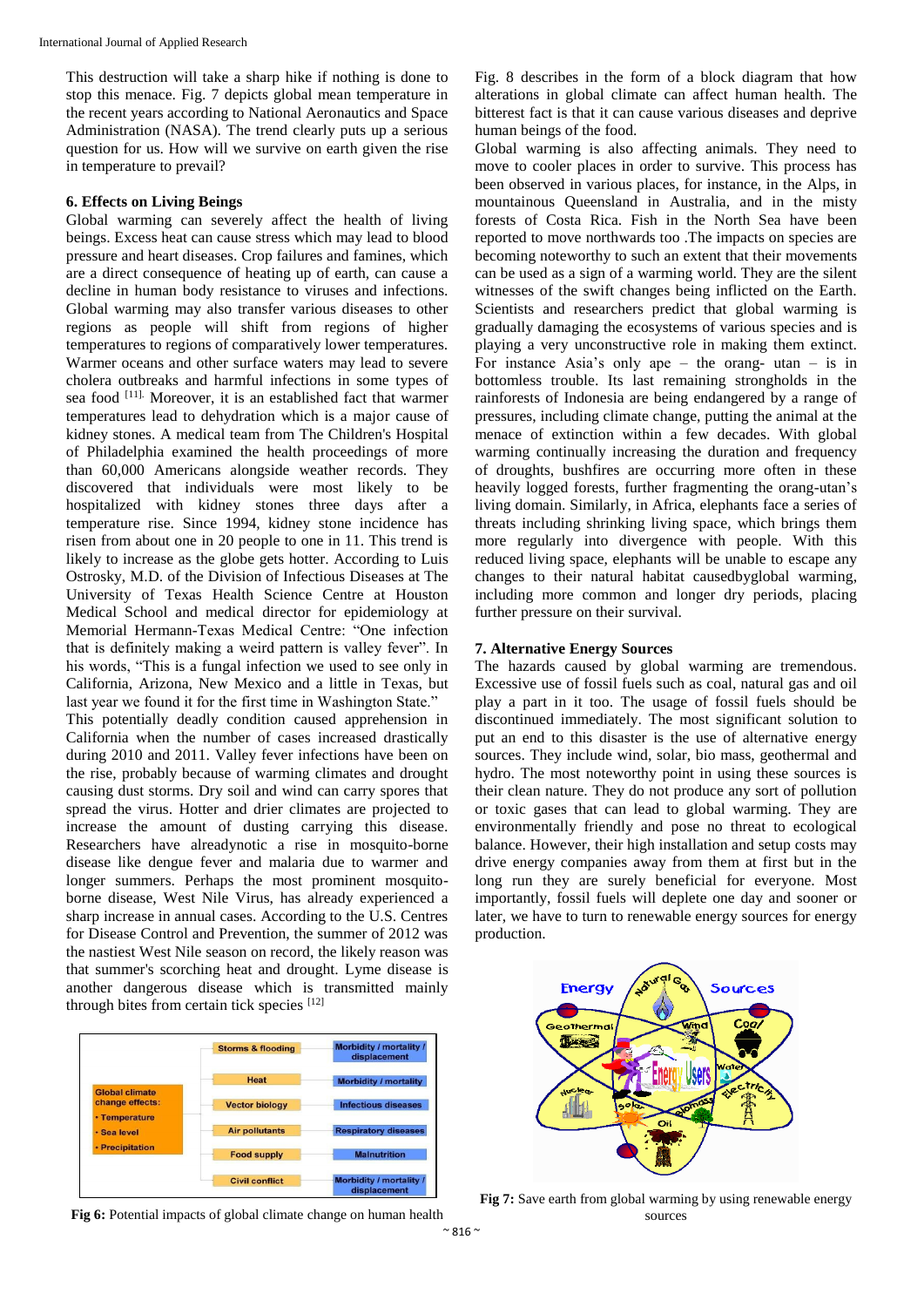This destruction will take a sharp hike if nothing is done to stop this menace. Fig. 7 depicts global mean temperature in the recent years according to National Aeronautics and Space Administration (NASA). The trend clearly puts up a serious question for us. How will we survive on earth given the rise in temperature to prevail?

## 6. Effects on Living Beings

Global warming can severely affect the health of living beings. Excess heat can cause stress which may lead to blood pressure and heart diseases. Crop failures and famines, which are a direct consequence of heating up of earth, can cause a decline in human body resistance to viruses and infections. Global warming may also transfer various diseases to other regions as people will shift from regions of higher temperatures to regions of comparatively lower temperatures. Warmer oceans and other surface waters may lead to severe cholera outbreaks and harmful infections in some types of sea food [11]. Moreover, it is an established fact that warmer temperatures lead to dehydration which is a major cause of kidney stones. A medical team from The Children's Hospital of Philadelphia examined the health proceedings of more than 60,000 Americans alongside weather records. They discovered that individuals were most likely to be hospitalized with kidney stones three days after a temperature rise. Since 1994, kidney stone incidence has risen from about one in 20 people to one in 11. This trend is likely to increase as the globe gets hotter. According to Luis Ostrosky, M.D. of the Division of Infectious Diseases at The University of Texas Health Science Centre at Houston Medical School and medical director for epidemiology at Memorial Hermann-Texas Medical Centre: "One infection that is definitely making a weird pattern is valley fever". In his words, "This is a fungal infection we used to see only in California, Arizona, New Mexico and a little in Texas, but last year we found it for the first time in Washington State."

This potentially deadly condition caused apprehension in California when the number of cases increased drastically during 2010 and 2011. Valley fever infections have been on the rise, probably because of warming climates and drought causing dust storms. Dry soil and wind can carry spores that spread the virus. Hotter and drier climates are projected to increase the amount of dusting carrying this disease. Researchers have alreadynotic a rise in mosquito-borne disease like dengue fever and malaria due to warmer and longer summers. Perhaps the most prominent mosquito-borne disease, West Nile Virus, has already experienced a sharp increase in annual cases. According to the U.S. Centres for Disease Control and Prevention, the summer of 2012 was the nastiest West Nile season on record, the likely reason was that summer's scorching heat and drought. Lyme disease is another dangerous disease which is transmitted mainly through bites from certain tick species [12]

| Global climate change effects: | Pathway | Health impact |
|---|---|---|
| • Temperature<br>• Sea level<br>• Precipitation | Storms & flooding | Morbidity / mortality / displacement |
| | Heat | Morbidity / mortality |
| | Vector biology | Infectious diseases |
| | Air pollutants | Respiratory diseases |
| | Food supply | Malnutrition |
| | Civil conflict | Morbidity / mortality / displacement |

**Fig 6:** Potential impacts of global climate change on human health

Fig. 8 describes in the form of a block diagram that how alterations in global climate can affect human health. The bitterest fact is that it can cause various diseases and deprive human beings of the food.

Global warming is also affecting animals. They need to move to cooler places in order to survive. This process has been observed in various places, for instance, in the Alps, in mountainous Queensland in Australia, and in the misty forests of Costa Rica. Fish in the North Sea have been reported to move northwards too .The impacts on species are becoming noteworthy to such an extent that their movements can be used as a sign of a warming world. They are the silent witnesses of the swift changes being inflicted on the Earth. Scientists and researchers predict that global warming is gradually damaging the ecosystems of various species and is playing a very unconstructive role in making them extinct. For instance Asia's only ape – the orang- utan – is in bottomless trouble. Its last remaining strongholds in the rainforests of Indonesia are being endangered by a range of pressures, including climate change, putting the animal at the menace of extinction within a few decades. With global warming continually increasing the duration and frequency of droughts, bushfires are occurring more often in these heavily logged forests, further fragmenting the orang-utan's living domain. Similarly, in Africa, elephants face a series of threats including shrinking living space, which brings them more regularly into divergence with people. With this reduced living space, elephants will be unable to escape any changes to their natural habitat causedbyglobal warming, including more common and longer dry periods, placing further pressure on their survival.

## 7. Alternative Energy Sources

The hazards caused by global warming are tremendous. Excessive use of fossil fuels such as coal, natural gas and oil play a part in it too. The usage of fossil fuels should be discontinued immediately. The most significant solution to put an end to this disaster is the use of alternative energy sources. They include wind, solar, bio mass, geothermal and hydro. The most noteworthy point in using these sources is their clean nature. They do not produce any sort of pollution or toxic gases that can lead to global warming. They are environmentally friendly and pose no threat to ecological balance. However, their high installation and setup costs may drive energy companies away from them at first but in the long run they are surely beneficial for everyone. Most importantly, fossil fuels will deplete one day and sooner or later, we have to turn to renewable energy sources for energy production.

**Fig 7:** Save earth from global warming by using renewable energy sources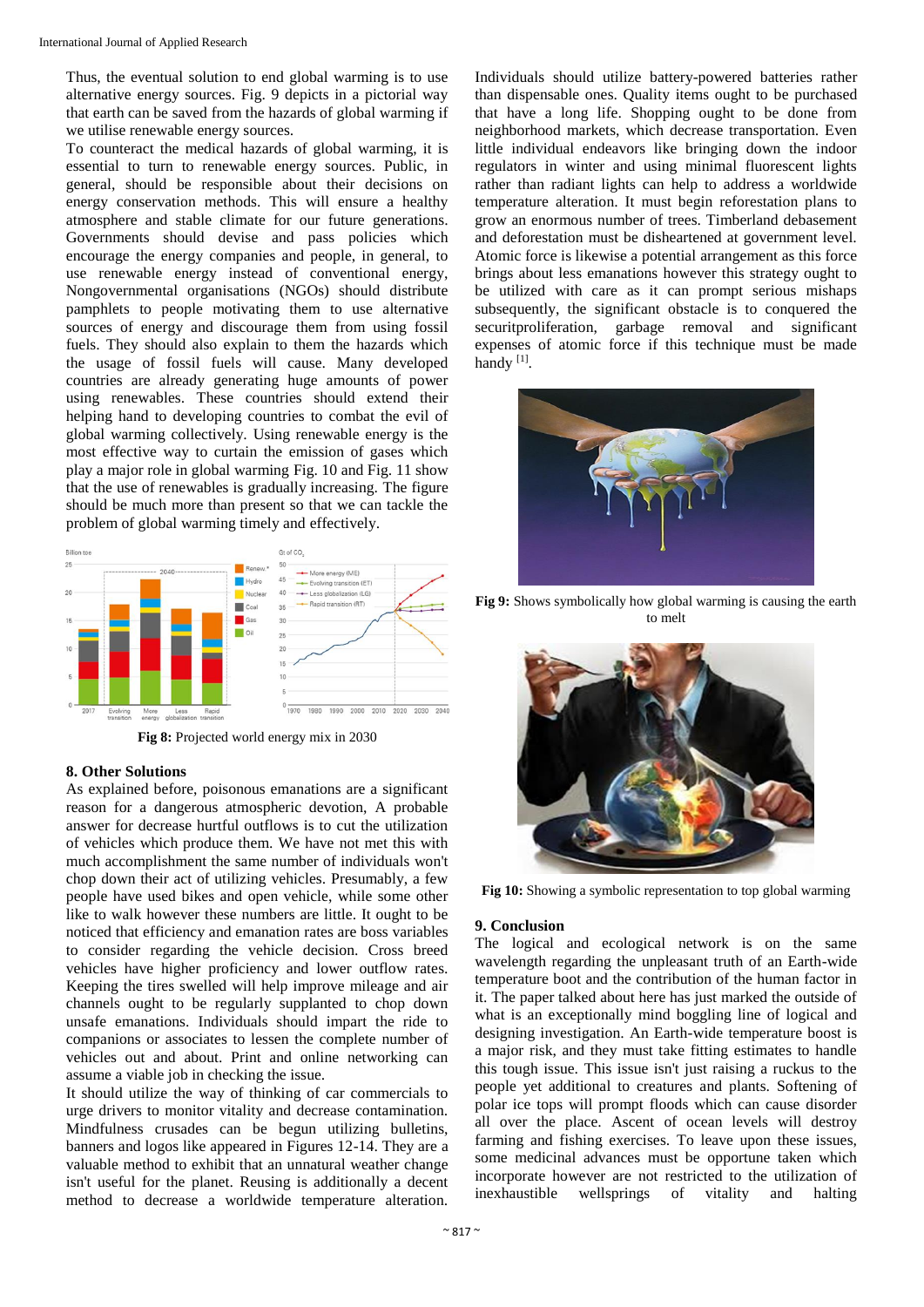Thus, the eventual solution to end global warming is to use alternative energy sources. Fig. 9 depicts in a pictorial way that earth can be saved from the hazards of global warming if we utilise renewable energy sources.

To counteract the medical hazards of global warming, it is essential to turn to renewable energy sources. Public, in general, should be responsible about their decisions on energy conservation methods. This will ensure a healthy atmosphere and stable climate for our future generations. Governments should devise and pass policies which encourage the energy companies and people, in general, to use renewable energy instead of conventional energy, Nongovernmental organisations (NGOs) should distribute pamphlets to people motivating them to use alternative sources of energy and discourage them from using fossil fuels. They should also explain to them the hazards which the usage of fossil fuels will cause. Many developed countries are already generating huge amounts of power using renewables. These countries should extend their helping hand to developing countries to combat the evil of global warming collectively. Using renewable energy is the most effective way to curtain the emission of gases which play a major role in global warming Fig. 10 and Fig. 11 show that the use of renewables is gradually increasing. The figure should be much more than present so that we can tackle the problem of global warming timely and effectively.

**Fig 8:** Projected world energy mix in 2030

## 8. Other Solutions

As explained before, poisonous emanations are a significant reason for a dangerous atmospheric devotion, A probable answer for decrease hurtful outflows is to cut the utilization of vehicles which produce them. We have not met this with much accomplishment the same number of individuals won't chop down their act of utilizing vehicles. Presumably, a few people have used bikes and open vehicle, while some other like to walk however these numbers are little. It ought to be noticed that efficiency and emanation rates are boss variables to consider regarding the vehicle decision. Cross breed vehicles have higher proficiency and lower outflow rates. Keeping the tires swelled will help improve mileage and air channels ought to be regularly supplanted to chop down unsafe emanations. Individuals should impart the ride to companions or associates to lessen the complete number of vehicles out and about. Print and online networking can assume a viable job in checking the issue.

It should utilize the way of thinking of car commercials to urge drivers to monitor vitality and decrease contamination. Mindfulness crusades can be begun utilizing bulletins, banners and logos like appeared in Figures 12-14. They are a valuable method to exhibit that an unnatural weather change isn't useful for the planet. Reusing is additionally a decent method to decrease a worldwide temperature alteration. Individuals should utilize battery-powered batteries rather than dispensable ones. Quality items ought to be purchased that have a long life. Shopping ought to be done from neighborhood markets, which decrease transportation. Even little individual endeavors like bringing down the indoor regulators in winter and using minimal fluorescent lights rather than radiant lights can help to address a worldwide temperature alteration. It must begin reforestation plans to grow an enormous number of trees. Timberland debasement and deforestation must be disheartened at government level. Atomic force is likewise a potential arrangement as this force brings about less emanations however this strategy ought to be utilized with care as it can prompt serious mishaps subsequently, the significant obstacle is to conquered the securitproliferation, garbage removal and significant expenses of atomic force if this technique must be made handy [1].

**Fig 9:** Shows symbolically how global warming is causing the earth to melt

**Fig 10:** Showing a symbolic representation to top global warming

## 9. Conclusion

The logical and ecological network is on the same wavelength regarding the unpleasant truth of an Earth-wide temperature boot and the contribution of the human factor in it. The paper talked about here has just marked the outside of what is an exceptionally mind boggling line of logical and designing investigation. An Earth-wide temperature boost is a major risk, and they must take fitting estimates to handle this tough issue. This issue isn't just raising a ruckus to the people yet additional to creatures and plants. Softening of polar ice tops will prompt floods which can cause disorder all over the place. Ascent of ocean levels will destroy farming and fishing exercises. To leave upon these issues, some medicinal advances must be opportune taken which incorporate however are not restricted to the utilization of inexhaustible wellsprings of vitality and halting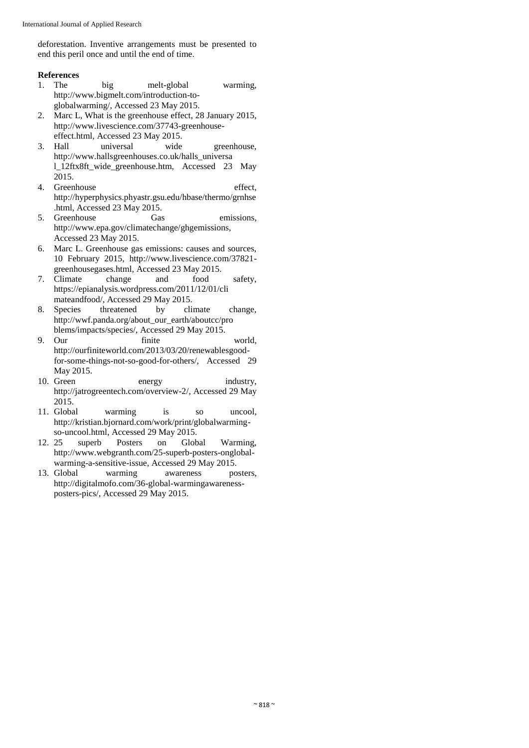deforestation. Inventive arrangements must be presented to end this peril once and until the end of time.

**References**

1. The big melt-global warming, http://www.bigmelt.com/introduction-to-globalwarming/, Accessed 23 May 2015.
2. Marc L, What is the greenhouse effect, 28 January 2015, http://www.livescience.com/37743-greenhouse-effect.html, Accessed 23 May 2015.
3. Hall universal wide greenhouse, http://www.hallsgreenhouses.co.uk/halls_universal_12ftx8ft_wide_greenhouse.htm, Accessed 23 May 2015.
4. Greenhouse effect, http://hyperphysics.phyastr.gsu.edu/hbase/thermo/grnhse.html, Accessed 23 May 2015.
5. Greenhouse Gas emissions, http://www.epa.gov/climatechange/ghgemissions, Accessed 23 May 2015.
6. Marc L. Greenhouse gas emissions: causes and sources, 10 February 2015, http://www.livescience.com/37821-greenhousegases.html, Accessed 23 May 2015.
7. Climate change and food safety, https://epianalysis.wordpress.com/2011/12/01/climateandfood/, Accessed 29 May 2015.
8. Species threatened by climate change, http://wwf.panda.org/about_our_earth/aboutcc/problems/impacts/species/, Accessed 29 May 2015.
9. Our finite world, http://ourfiniteworld.com/2013/03/20/renewablesgood-for-some-things-not-so-good-for-others/, Accessed 29 May 2015.
10. Green energy industry, http://jatrogreentech.com/overview-2/, Accessed 29 May 2015.
11. Global warming is so uncool, http://kristian.bjornard.com/work/print/globalwarming-so-uncool.html, Accessed 29 May 2015.
12. 25 superb Posters on Global Warming, http://www.webgranth.com/25-superb-posters-onglobal-warming-a-sensitive-issue, Accessed 29 May 2015.
13. Global warming awareness posters, http://digitalmofo.com/36-global-warmingawareness-posters-pics/, Accessed 29 May 2015.